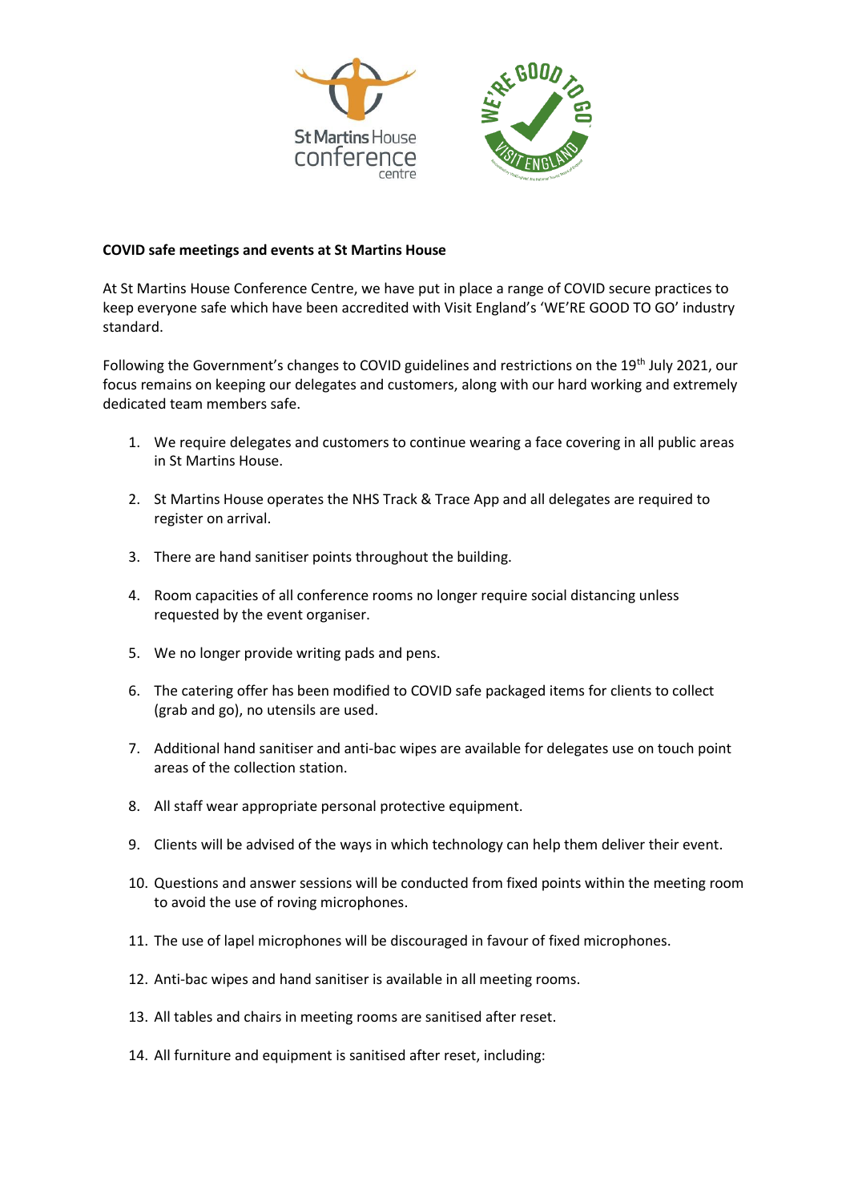**COVID safe meetings and events at St Martins House**

At St Martins House Conference Centre, we have put in place a range of COVID secure practices to keep everyone safe which have been accredited with Visit England's 'WE'RE GOOD TO GO' industry standard.

Following the Government's changes to COVID guidelines and restrictions on the 19th July 2021, our focus remains on keeping our delegates and customers, along with our hard working and extremely dedicated team members safe.

1. We require delegates and customers to continue wearing a face covering in all public areas in St Martins House.
2. St Martins House operates the NHS Track & Trace App and all delegates are required to register on arrival.
3. There are hand sanitiser points throughout the building.
4. Room capacities of all conference rooms no longer require social distancing unless requested by the event organiser.
5. We no longer provide writing pads and pens.
6. The catering offer has been modified to COVID safe packaged items for clients to collect (grab and go), no utensils are used.
7. Additional hand sanitiser and anti-bac wipes are available for delegates use on touch point areas of the collection station.
8. All staff wear appropriate personal protective equipment.
9. Clients will be advised of the ways in which technology can help them deliver their event.
10. Questions and answer sessions will be conducted from fixed points within the meeting room to avoid the use of roving microphones.
11. The use of lapel microphones will be discouraged in favour of fixed microphones.
12. Anti-bac wipes and hand sanitiser is available in all meeting rooms.
13. All tables and chairs in meeting rooms are sanitised after reset.
14. All furniture and equipment is sanitised after reset, including: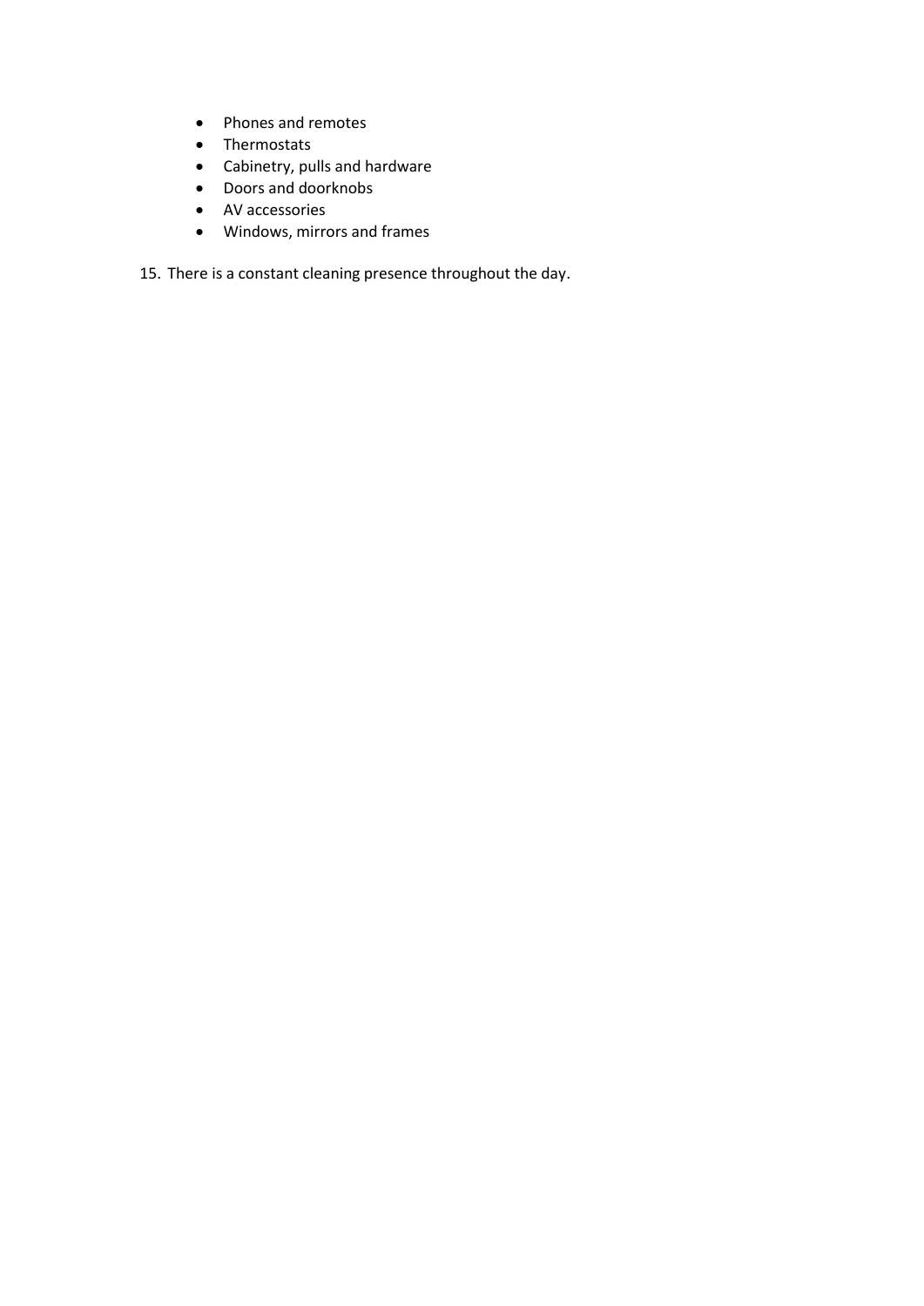- Phones and remotes
- Thermostats
- Cabinetry, pulls and hardware
- Doors and doorknobs
- AV accessories
- Windows, mirrors and frames

15. There is a constant cleaning presence throughout the day.